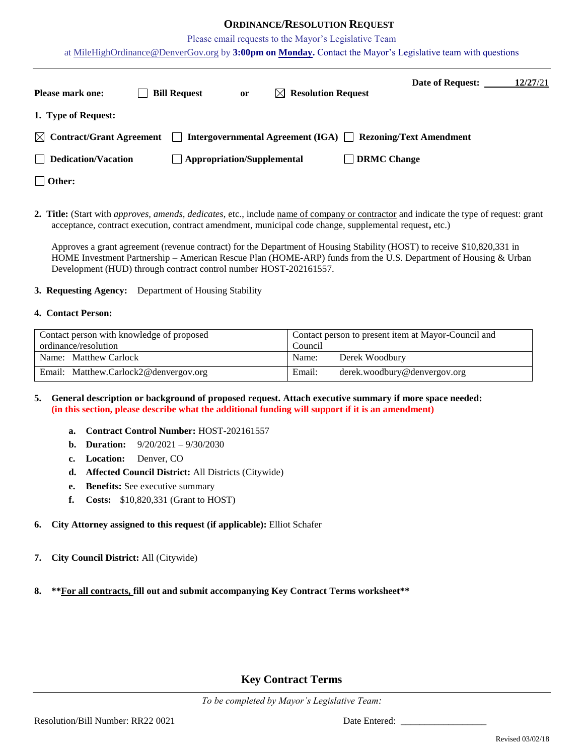# ORDINANCE/RESOLUTION REQUEST

Please email requests to the Mayor's Legislative Team

at MileHighOrdinance@DenverGov.org by **3:00pm on Monday**. Contact the Mayor's Legislative team with questions

**Date of Request:** 12/27/21

**Please mark one:** ☐ **Bill Request** or ☒ **Resolution Request**

**1. Type of Request:**

☒ **Contract/Grant Agreement** ☐ **Intergovernmental Agreement (IGA)** ☐ **Rezoning/Text Amendment**

☐ **Dedication/Vacation** ☐ **Appropriation/Supplemental** ☐ **DRMC Change**

☐ **Other:**

**2. Title:** (Start with *approves, amends, dedicates*, etc., include name of company or contractor and indicate the type of request: grant acceptance, contract execution, contract amendment, municipal code change, supplemental request, etc.)

Approves a grant agreement (revenue contract) for the Department of Housing Stability (HOST) to receive $10,820,331 in HOME Investment Partnership – American Rescue Plan (HOME-ARP) funds from the U.S. Department of Housing & Urban Development (HUD) through contract control number HOST-202161557.

**3. Requesting Agency:** Department of Housing Stability

**4. Contact Person:**

| Contact person with knowledge of proposed ordinance/resolution | Contact person to present item at Mayor-Council and Council |
|---|---|
| Name: Matthew Carlock | Name: Derek Woodbury |
| Email: Matthew.Carlock2@denvergov.org | Email: derek.woodbury@denvergov.org |

**5. General description or background of proposed request. Attach executive summary if more space needed:**
**(in this section, please describe what the additional funding will support if it is an amendment)**

- **a. Contract Control Number:** HOST-202161557
- **b. Duration:** 9/20/2021 – 9/30/2030
- **c. Location:** Denver, CO
- **d. Affected Council District:** All Districts (Citywide)
- **e. Benefits:** See executive summary
- **f. Costs:** $10,820,331 (Grant to HOST)

**6. City Attorney assigned to this request (if applicable):** Elliot Schafer

**7. City Council District:** All (Citywide)

**8. \*\*For all contracts, fill out and submit accompanying Key Contract Terms worksheet\*\***

## Key Contract Terms

*To be completed by Mayor's Legislative Team:*

Resolution/Bill Number: RR22 0021 Date Entered: ___________________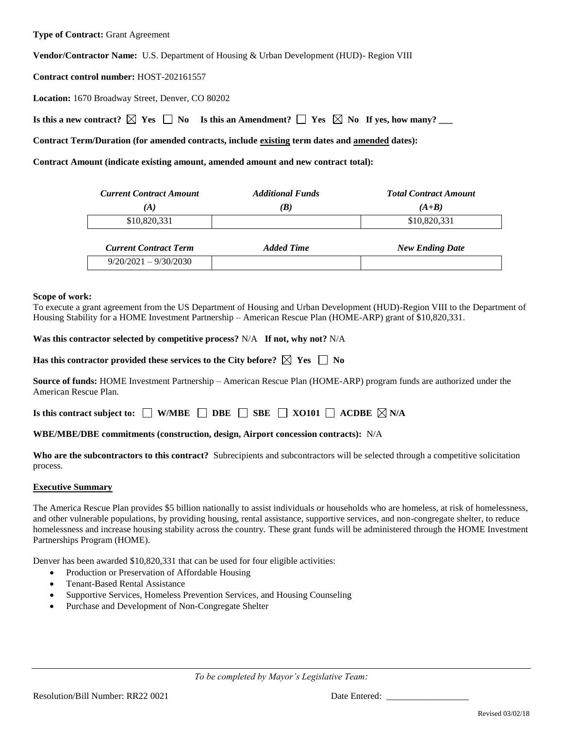**Type of Contract:** Grant Agreement

**Vendor/Contractor Name:** U.S. Department of Housing & Urban Development (HUD)- Region VIII

**Contract control number:** HOST-202161557

**Location:** 1670 Broadway Street, Denver, CO 80202

**Is this a new contract?** ☒ **Yes** ☐ **No** **Is this an Amendment?** ☐ **Yes** ☒ **No** **If yes, how many?** ___

**Contract Term/Duration (for amended contracts, include existing term dates and amended dates):**

**Contract Amount (indicate existing amount, amended amount and new contract total):**

| *Current Contract Amount (A)* | *Additional Funds (B)* | *Total Contract Amount (A+B)* |
|---|---|---|
| $10,820,331 | | $10,820,331 |

| *Current Contract Term* | *Added Time* | *New Ending Date* |
|---|---|---|
| 9/20/2021 – 9/30/2030 | | |

**Scope of work:**
To execute a grant agreement from the US Department of Housing and Urban Development (HUD)-Region VIII to the Department of Housing Stability for a HOME Investment Partnership – American Rescue Plan (HOME-ARP) grant of $10,820,331.

**Was this contractor selected by competitive process?** N/A **If not, why not?** N/A

**Has this contractor provided these services to the City before?** ☒ **Yes** ☐ **No**

**Source of funds:** HOME Investment Partnership – American Rescue Plan (HOME-ARP) program funds are authorized under the American Rescue Plan.

**Is this contract subject to:** ☐ **W/MBE** ☐ **DBE** ☐ **SBE** ☐ **XO101** ☐ **ACDBE** ☒ **N/A**

**WBE/MBE/DBE commitments (construction, design, Airport concession contracts):** N/A

**Who are the subcontractors to this contract?** Subrecipients and subcontractors will be selected through a competitive solicitation process.

**Executive Summary**

The America Rescue Plan provides $5 billion nationally to assist individuals or households who are homeless, at risk of homelessness, and other vulnerable populations, by providing housing, rental assistance, supportive services, and non-congregate shelter, to reduce homelessness and increase housing stability across the country. These grant funds will be administered through the HOME Investment Partnerships Program (HOME).

Denver has been awarded $10,820,331 that can be used for four eligible activities:

- Production or Preservation of Affordable Housing
- Tenant-Based Rental Assistance
- Supportive Services, Homeless Prevention Services, and Housing Counseling
- Purchase and Development of Non-Congregate Shelter

*To be completed by Mayor's Legislative Team:*

Resolution/Bill Number: RR22 0021 Date Entered: ___________________

Revised 03/02/18